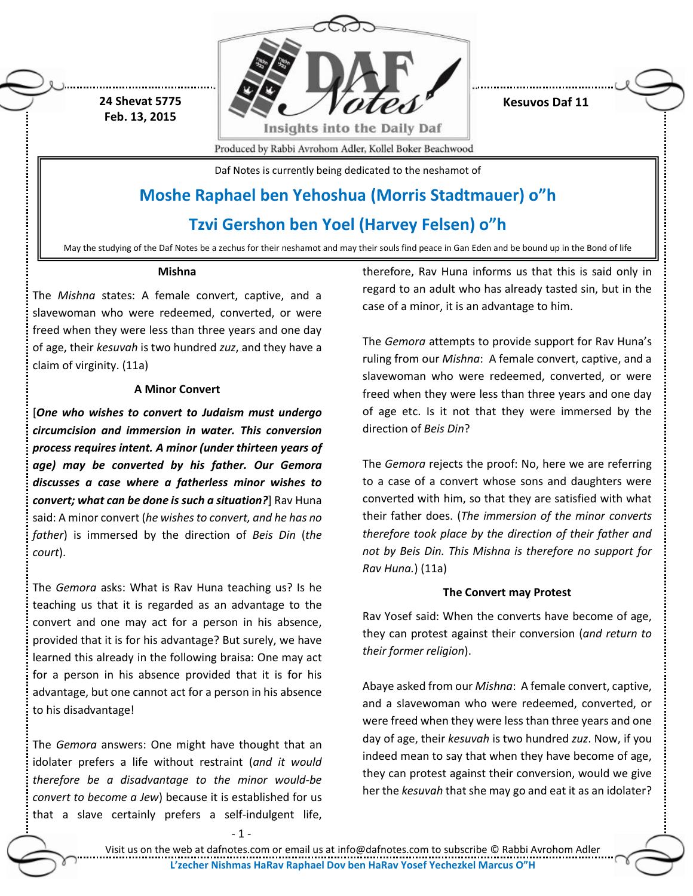24 Shevat 5775
Feb. 13, 2015

Kesuvos Daf 11

Produced by Rabbi Avrohom Adler, Kollel Boker Beachwood

Daf Notes is currently being dedicated to the neshamot of

## Moshe Raphael ben Yehoshua (Morris Stadtmauer) o"h

## Tzvi Gershon ben Yoel (Harvey Felsen) o"h

May the studying of the Daf Notes be a zechus for their neshamot and may their souls find peace in Gan Eden and be bound up in the Bond of life

### Mishna

The *Mishna* states: A female convert, captive, and a slavewoman who were redeemed, converted, or were freed when they were less than three years and one day of age, their *kesuvah* is two hundred *zuz*, and they have a claim of virginity. (11a)

### A Minor Convert

[***One who wishes to convert to Judaism must undergo circumcision and immersion in water. This conversion process requires intent. A minor (under thirteen years of age) may be converted by his father. Our Gemora discusses a case where a fatherless minor wishes to convert; what can be done is such a situation?***] Rav Huna said: A minor convert (*he wishes to convert, and he has no father*) is immersed by the direction of *Beis Din* (*the court*).

The *Gemora* asks: What is Rav Huna teaching us? Is he teaching us that it is regarded as an advantage to the convert and one may act for a person in his absence, provided that it is for his advantage? But surely, we have learned this already in the following braisa: One may act for a person in his absence provided that it is for his advantage, but one cannot act for a person in his absence to his disadvantage!

The *Gemora* answers: One might have thought that an idolater prefers a life without restraint (*and it would therefore be a disadvantage to the minor would-be convert to become a Jew*) because it is established for us that a slave certainly prefers a self-indulgent life, therefore, Rav Huna informs us that this is said only in regard to an adult who has already tasted sin, but in the case of a minor, it is an advantage to him.

The *Gemora* attempts to provide support for Rav Huna's ruling from our *Mishna*: A female convert, captive, and a slavewoman who were redeemed, converted, or were freed when they were less than three years and one day of age etc. Is it not that they were immersed by the direction of *Beis Din*?

The *Gemora* rejects the proof: No, here we are referring to a case of a convert whose sons and daughters were converted with him, so that they are satisfied with what their father does. (*The immersion of the minor converts therefore took place by the direction of their father and not by Beis Din. This Mishna is therefore no support for Rav Huna.*) (11a)

### The Convert may Protest

Rav Yosef said: When the converts have become of age, they can protest against their conversion (*and return to their former religion*).

Abaye asked from our *Mishna*: A female convert, captive, and a slavewoman who were redeemed, converted, or were freed when they were less than three years and one day of age, their *kesuvah* is two hundred *zuz*. Now, if you indeed mean to say that when they have become of age, they can protest against their conversion, would we give her the *kesuvah* that she may go and eat it as an idolater?

Visit us on the web at dafnotes.com or email us at info@dafnotes.com to subscribe © Rabbi Avrohom Adler

**L'zecher Nishmas HaRav Raphael Dov ben HaRav Yosef Yechezkel Marcus O"H**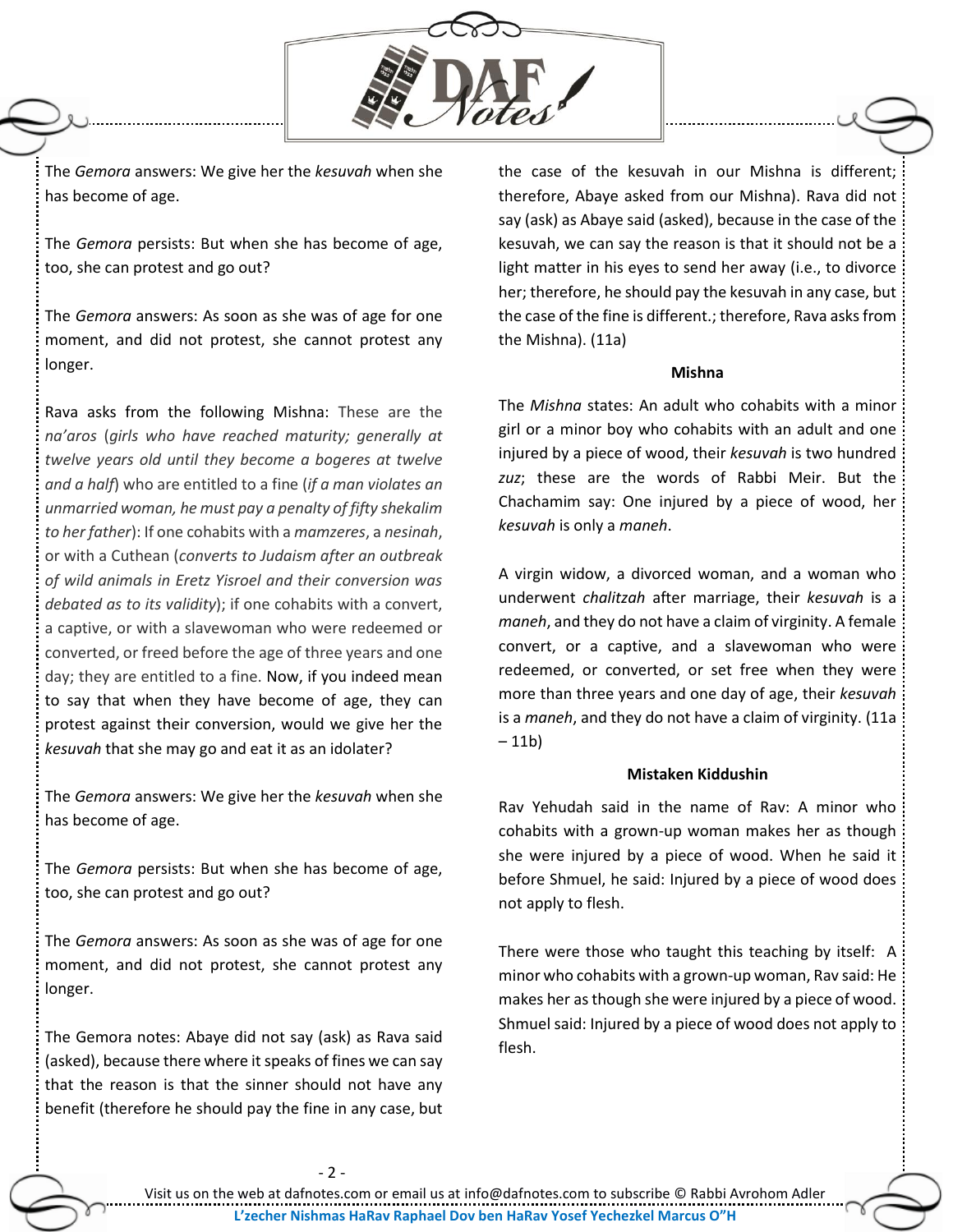The *Gemora* answers: We give her the *kesuvah* when she has become of age.

The *Gemora* persists: But when she has become of age, too, she can protest and go out?

The *Gemora* answers: As soon as she was of age for one moment, and did not protest, she cannot protest any longer.

Rava asks from the following Mishna: These are the *na'aros* (*girls who have reached maturity; generally at twelve years old until they become a bogeres at twelve and a half*) who are entitled to a fine (*if a man violates an unmarried woman, he must pay a penalty of fifty shekalim to her father*): If one cohabits with a *mamzeres*, a *nesinah*, or with a Cuthean (*converts to Judaism after an outbreak of wild animals in Eretz Yisroel and their conversion was debated as to its validity*); if one cohabits with a convert, a captive, or with a slavewoman who were redeemed or converted, or freed before the age of three years and one day; they are entitled to a fine. Now, if you indeed mean to say that when they have become of age, they can protest against their conversion, would we give her the *kesuvah* that she may go and eat it as an idolater?

The *Gemora* answers: We give her the *kesuvah* when she has become of age.

The *Gemora* persists: But when she has become of age, too, she can protest and go out?

The *Gemora* answers: As soon as she was of age for one moment, and did not protest, she cannot protest any longer.

The Gemora notes: Abaye did not say (ask) as Rava said (asked), because there where it speaks of fines we can say that the reason is that the sinner should not have any benefit (therefore he should pay the fine in any case, but the case of the kesuvah in our Mishna is different; therefore, Abaye asked from our Mishna). Rava did not say (ask) as Abaye said (asked), because in the case of the kesuvah, we can say the reason is that it should not be a light matter in his eyes to send her away (i.e., to divorce her; therefore, he should pay the kesuvah in any case, but the case of the fine is different.; therefore, Rava asks from the Mishna). (11a)

**Mishna**

The *Mishna* states: An adult who cohabits with a minor girl or a minor boy who cohabits with an adult and one injured by a piece of wood, their *kesuvah* is two hundred *zuz*; these are the words of Rabbi Meir. But the Chachamim say: One injured by a piece of wood, her *kesuvah* is only a *maneh*.

A virgin widow, a divorced woman, and a woman who underwent *chalitzah* after marriage, their *kesuvah* is a *maneh*, and they do not have a claim of virginity. A female convert, or a captive, and a slavewoman who were redeemed, or converted, or set free when they were more than three years and one day of age, their *kesuvah* is a *maneh*, and they do not have a claim of virginity. (11a – 11b)

**Mistaken Kiddushin**

Rav Yehudah said in the name of Rav: A minor who cohabits with a grown-up woman makes her as though she were injured by a piece of wood. When he said it before Shmuel, he said: Injured by a piece of wood does not apply to flesh.

There were those who taught this teaching by itself: A minor who cohabits with a grown-up woman, Rav said: He makes her as though she were injured by a piece of wood. Shmuel said: Injured by a piece of wood does not apply to flesh.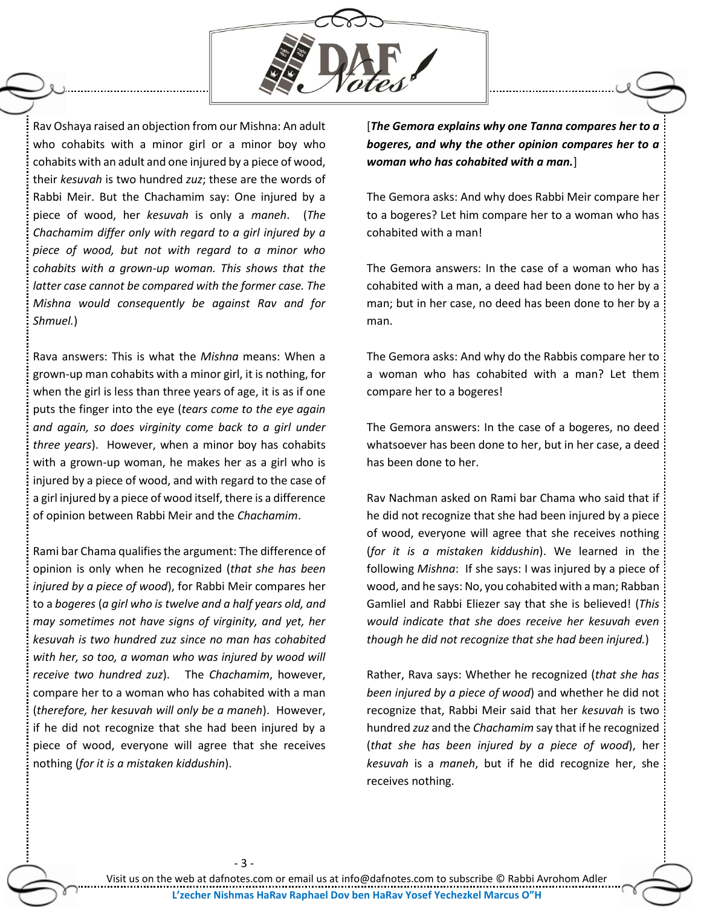Rav Oshaya raised an objection from our Mishna: An adult who cohabits with a minor girl or a minor boy who cohabits with an adult and one injured by a piece of wood, their *kesuvah* is two hundred *zuz*; these are the words of Rabbi Meir. But the Chachamim say: One injured by a piece of wood, her *kesuvah* is only a *maneh*. (*The Chachamim differ only with regard to a girl injured by a piece of wood, but not with regard to a minor who cohabits with a grown-up woman. This shows that the latter case cannot be compared with the former case. The Mishna would consequently be against Rav and for Shmuel.*)

Rava answers: This is what the *Mishna* means: When a grown-up man cohabits with a minor girl, it is nothing, for when the girl is less than three years of age, it is as if one puts the finger into the eye (*tears come to the eye again and again, so does virginity come back to a girl under three years*). However, when a minor boy has cohabits with a grown-up woman, he makes her as a girl who is injured by a piece of wood, and with regard to the case of a girl injured by a piece of wood itself, there is a difference of opinion between Rabbi Meir and the *Chachamim*.

Rami bar Chama qualifies the argument: The difference of opinion is only when he recognized (*that she has been injured by a piece of wood*), for Rabbi Meir compares her to a *bogeres* (*a girl who is twelve and a half years old, and may sometimes not have signs of virginity, and yet, her kesuvah is two hundred zuz since no man has cohabited with her, so too, a woman who was injured by wood will receive two hundred zuz*). The *Chachamim*, however, compare her to a woman who has cohabited with a man (*therefore, her kesuvah will only be a maneh*). However, if he did not recognize that she had been injured by a piece of wood, everyone will agree that she receives nothing (*for it is a mistaken kiddushin*).

[***The Gemora explains why one Tanna compares her to a bogeres, and why the other opinion compares her to a woman who has cohabited with a man.***]

The Gemora asks: And why does Rabbi Meir compare her to a bogeres? Let him compare her to a woman who has cohabited with a man!

The Gemora answers: In the case of a woman who has cohabited with a man, a deed had been done to her by a man; but in her case, no deed has been done to her by a man.

The Gemora asks: And why do the Rabbis compare her to a woman who has cohabited with a man? Let them compare her to a bogeres!

The Gemora answers: In the case of a bogeres, no deed whatsoever has been done to her, but in her case, a deed has been done to her.

Rav Nachman asked on Rami bar Chama who said that if he did not recognize that she had been injured by a piece of wood, everyone will agree that she receives nothing (*for it is a mistaken kiddushin*). We learned in the following *Mishna*: If she says: I was injured by a piece of wood, and he says: No, you cohabited with a man; Rabban Gamliel and Rabbi Eliezer say that she is believed! (*This would indicate that she does receive her kesuvah even though he did not recognize that she had been injured.*)

Rather, Rava says: Whether he recognized (*that she has been injured by a piece of wood*) and whether he did not recognize that, Rabbi Meir said that her *kesuvah* is two hundred *zuz* and the *Chachamim* say that if he recognized (*that she has been injured by a piece of wood*), her *kesuvah* is a *maneh*, but if he did recognize her, she receives nothing.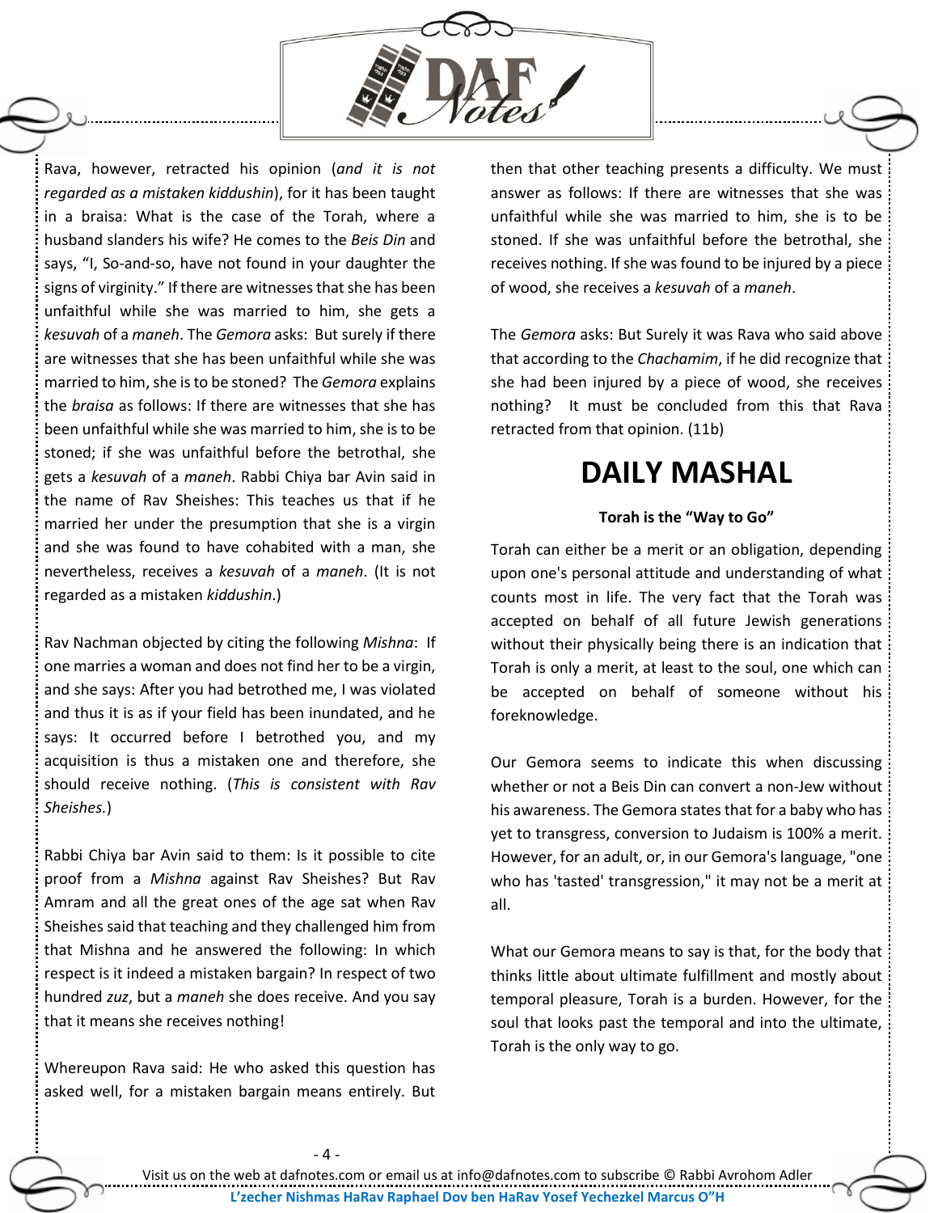Rava, however, retracted his opinion (*and it is not regarded as a mistaken kiddushin*), for it has been taught in a braisa: What is the case of the Torah, where a husband slanders his wife? He comes to the *Beis Din* and says, "I, So-and-so, have not found in your daughter the signs of virginity." If there are witnesses that she has been unfaithful while she was married to him, she gets a *kesuvah* of a *maneh*. The *Gemora* asks: But surely if there are witnesses that she has been unfaithful while she was married to him, she is to be stoned? The *Gemora* explains the *braisa* as follows: If there are witnesses that she has been unfaithful while she was married to him, she is to be stoned; if she was unfaithful before the betrothal, she gets a *kesuvah* of a *maneh*. Rabbi Chiya bar Avin said in the name of Rav Sheishes: This teaches us that if he married her under the presumption that she is a virgin and she was found to have cohabited with a man, she nevertheless, receives a *kesuvah* of a *maneh*. (It is not regarded as a mistaken *kiddushin*.)

Rav Nachman objected by citing the following *Mishna*: If one marries a woman and does not find her to be a virgin, and she says: After you had betrothed me, I was violated and thus it is as if your field has been inundated, and he says: It occurred before I betrothed you, and my acquisition is thus a mistaken one and therefore, she should receive nothing. (*This is consistent with Rav Sheishes.*)

Rabbi Chiya bar Avin said to them: Is it possible to cite proof from a *Mishna* against Rav Sheishes? But Rav Amram and all the great ones of the age sat when Rav Sheishes said that teaching and they challenged him from that Mishna and he answered the following: In which respect is it indeed a mistaken bargain? In respect of two hundred *zuz*, but a *maneh* she does receive. And you say that it means she receives nothing!

Whereupon Rava said: He who asked this question has asked well, for a mistaken bargain means entirely. But then that other teaching presents a difficulty. We must answer as follows: If there are witnesses that she was unfaithful while she was married to him, she is to be stoned. If she was unfaithful before the betrothal, she receives nothing. If she was found to be injured by a piece of wood, she receives a *kesuvah* of a *maneh*.

The *Gemora* asks: But Surely it was Rava who said above that according to the *Chachamim*, if he did recognize that she had been injured by a piece of wood, she receives nothing? It must be concluded from this that Rava retracted from that opinion. (11b)

# DAILY MASHAL

**Torah is the "Way to Go"**

Torah can either be a merit or an obligation, depending upon one's personal attitude and understanding of what counts most in life. The very fact that the Torah was accepted on behalf of all future Jewish generations without their physically being there is an indication that Torah is only a merit, at least to the soul, one which can be accepted on behalf of someone without his foreknowledge.

Our Gemora seems to indicate this when discussing whether or not a Beis Din can convert a non-Jew without his awareness. The Gemora states that for a baby who has yet to transgress, conversion to Judaism is 100% a merit. However, for an adult, or, in our Gemora's language, "one who has 'tasted' transgression," it may not be a merit at all.

What our Gemora means to say is that, for the body that thinks little about ultimate fulfillment and mostly about temporal pleasure, Torah is a burden. However, for the soul that looks past the temporal and into the ultimate, Torah is the only way to go.

**L'zecher Nishmas HaRav Raphael Dov ben HaRav Yosef Yechezkel Marcus O"H**